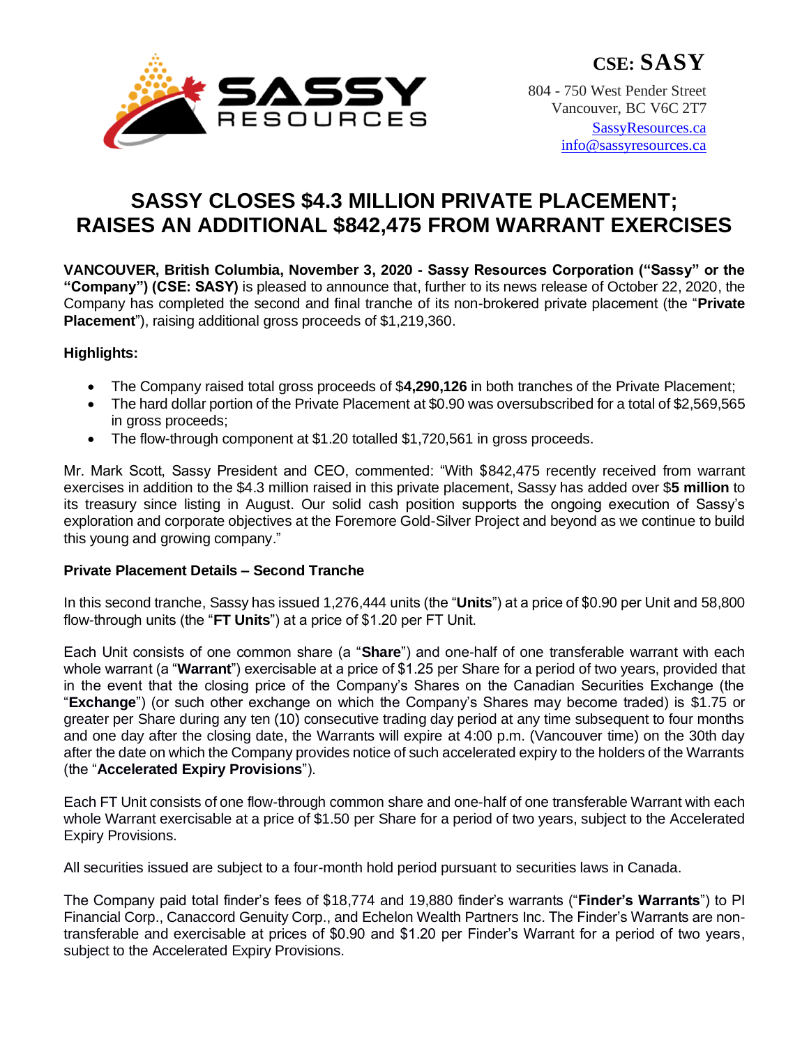**CSE: SASSY**

804 - 750 West Pender Street
Vancouver, BC V6C 2T7
SassyResources.ca
info@sassyresources.ca

# SASSY CLOSES $4.3 MILLION PRIVATE PLACEMENT; RAISES AN ADDITIONAL $842,475 FROM WARRANT EXERCISES

**VANCOUVER, British Columbia, November 3, 2020 - Sassy Resources Corporation ("Sassy" or the "Company") (CSE: SASY)** is pleased to announce that, further to its news release of October 22, 2020, the Company has completed the second and final tranche of its non-brokered private placement (the "**Private Placement**"), raising additional gross proceeds of $1,219,360.

**Highlights:**

- The Company raised total gross proceeds of $**4,290,126** in both tranches of the Private Placement;
- The hard dollar portion of the Private Placement at $0.90 was oversubscribed for a total of $2,569,565 in gross proceeds;
- The flow-through component at $1.20 totalled $1,720,561 in gross proceeds.

Mr. Mark Scott, Sassy President and CEO, commented: "With $842,475 recently received from warrant exercises in addition to the $4.3 million raised in this private placement, Sassy has added over $**5 million** to its treasury since listing in August. Our solid cash position supports the ongoing execution of Sassy's exploration and corporate objectives at the Foremore Gold-Silver Project and beyond as we continue to build this young and growing company."

**Private Placement Details – Second Tranche**

In this second tranche, Sassy has issued 1,276,444 units (the "**Units**") at a price of $0.90 per Unit and 58,800 flow-through units (the "**FT Units**") at a price of $1.20 per FT Unit.

Each Unit consists of one common share (a "**Share**") and one-half of one transferable warrant with each whole warrant (a "**Warrant**") exercisable at a price of $1.25 per Share for a period of two years, provided that in the event that the closing price of the Company's Shares on the Canadian Securities Exchange (the "**Exchange**") (or such other exchange on which the Company's Shares may become traded) is $1.75 or greater per Share during any ten (10) consecutive trading day period at any time subsequent to four months and one day after the closing date, the Warrants will expire at 4:00 p.m. (Vancouver time) on the 30th day after the date on which the Company provides notice of such accelerated expiry to the holders of the Warrants (the "**Accelerated Expiry Provisions**").

Each FT Unit consists of one flow-through common share and one-half of one transferable Warrant with each whole Warrant exercisable at a price of $1.50 per Share for a period of two years, subject to the Accelerated Expiry Provisions.

All securities issued are subject to a four-month hold period pursuant to securities laws in Canada.

The Company paid total finder's fees of $18,774 and 19,880 finder's warrants ("**Finder's Warrants**") to PI Financial Corp., Canaccord Genuity Corp., and Echelon Wealth Partners Inc. The Finder's Warrants are non-transferable and exercisable at prices of $0.90 and $1.20 per Finder's Warrant for a period of two years, subject to the Accelerated Expiry Provisions.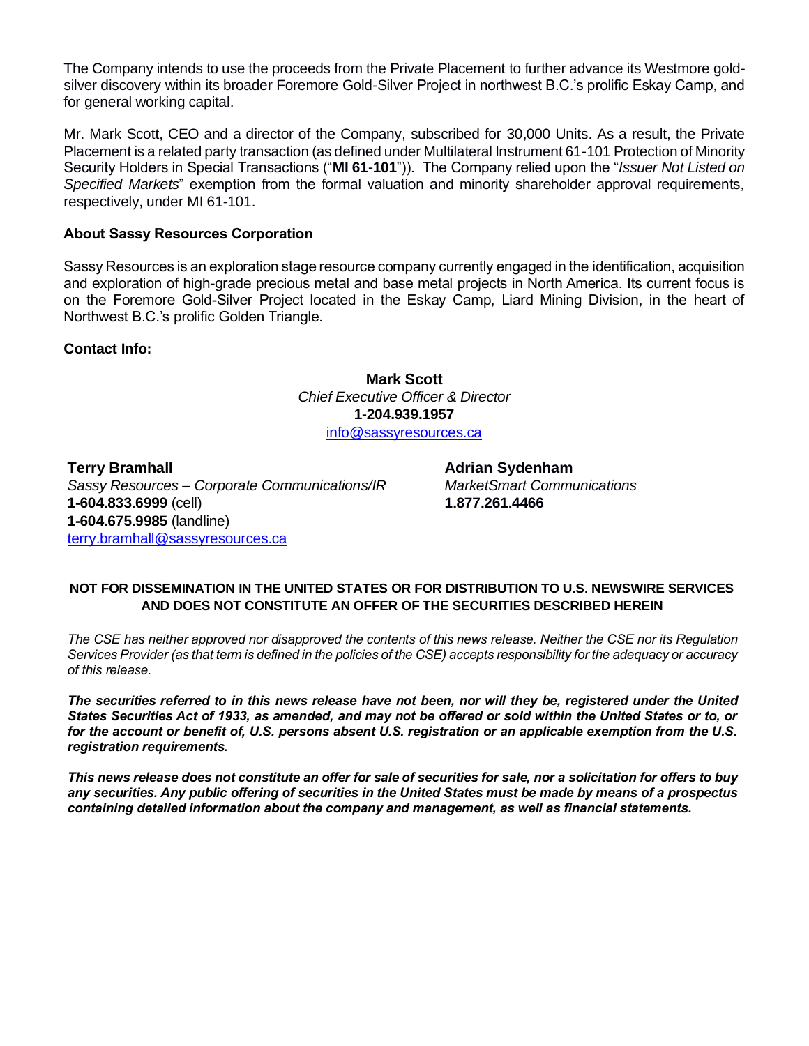The Company intends to use the proceeds from the Private Placement to further advance its Westmore gold-silver discovery within its broader Foremore Gold-Silver Project in northwest B.C.'s prolific Eskay Camp, and for general working capital.

Mr. Mark Scott, CEO and a director of the Company, subscribed for 30,000 Units. As a result, the Private Placement is a related party transaction (as defined under Multilateral Instrument 61-101 Protection of Minority Security Holders in Special Transactions ("**MI 61-101**")). The Company relied upon the "*Issuer Not Listed on Specified Markets*" exemption from the formal valuation and minority shareholder approval requirements, respectively, under MI 61-101.

**About Sassy Resources Corporation**

Sassy Resources is an exploration stage resource company currently engaged in the identification, acquisition and exploration of high-grade precious metal and base metal projects in North America. Its current focus is on the Foremore Gold-Silver Project located in the Eskay Camp, Liard Mining Division, in the heart of Northwest B.C.'s prolific Golden Triangle.

**Contact Info:**

**Mark Scott**
*Chief Executive Officer & Director*
**1-204.939.1957**
info@sassyresources.ca

**Terry Bramhall**
*Sassy Resources – Corporate Communications/IR*
**1-604.833.6999** (cell)
**1-604.675.9985** (landline)
terry.bramhall@sassyresources.ca

**Adrian Sydenham**
*MarketSmart Communications*
**1.877.261.4466**

**NOT FOR DISSEMINATION IN THE UNITED STATES OR FOR DISTRIBUTION TO U.S. NEWSWIRE SERVICES AND DOES NOT CONSTITUTE AN OFFER OF THE SECURITIES DESCRIBED HEREIN**

*The CSE has neither approved nor disapproved the contents of this news release. Neither the CSE nor its Regulation Services Provider (as that term is defined in the policies of the CSE) accepts responsibility for the adequacy or accuracy of this release.*

***The securities referred to in this news release have not been, nor will they be, registered under the United States Securities Act of 1933, as amended, and may not be offered or sold within the United States or to, or for the account or benefit of, U.S. persons absent U.S. registration or an applicable exemption from the U.S. registration requirements.***

***This news release does not constitute an offer for sale of securities for sale, nor a solicitation for offers to buy any securities. Any public offering of securities in the United States must be made by means of a prospectus containing detailed information about the company and management, as well as financial statements.***